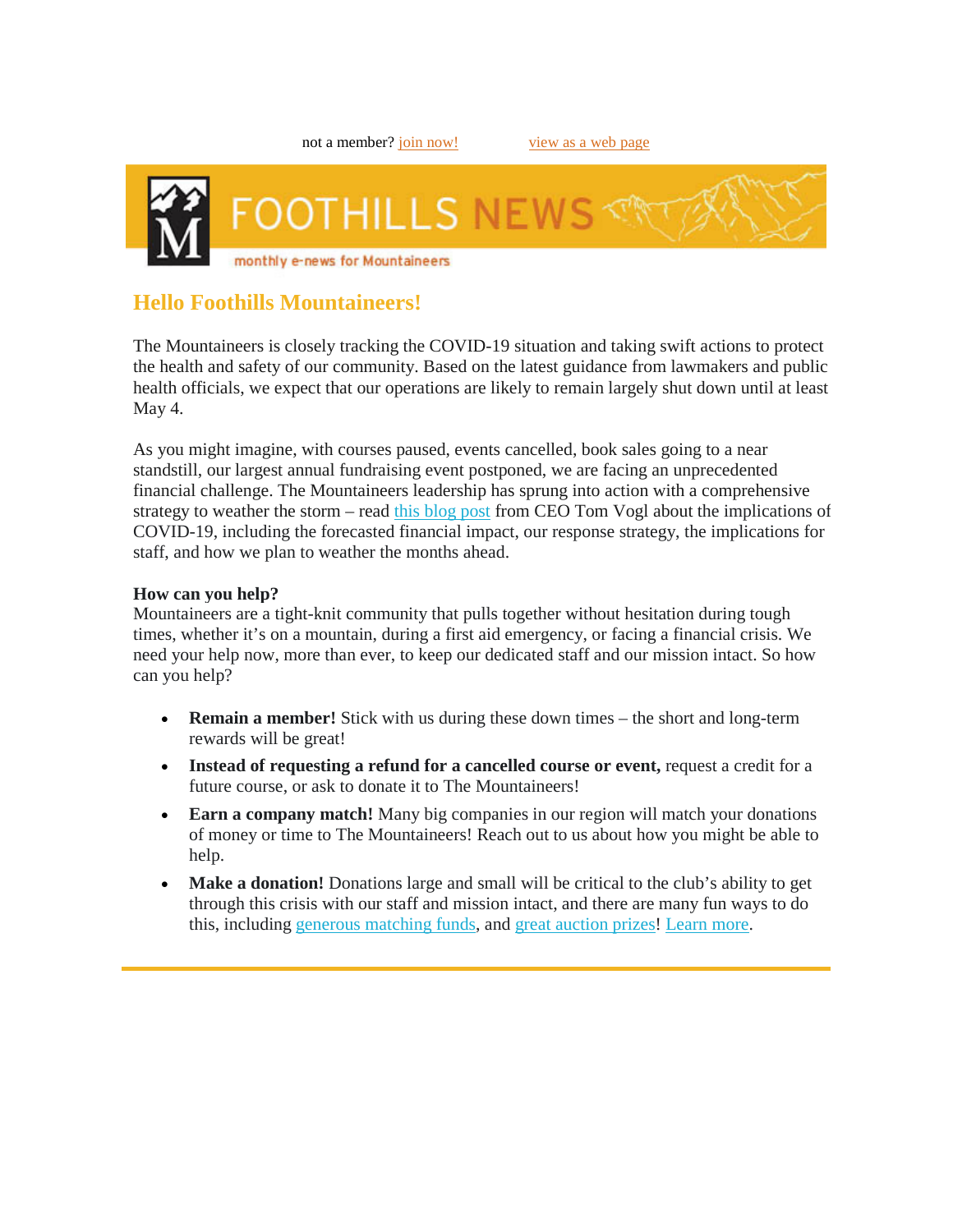not a member? join now! view as a web page

# FOOTHILLS NEWS

monthly e-news for Mountaineers

## Hello Foothills Mountaineers!

The Mountaineers is closely tracking the COVID-19 situation and taking swift actions to protect the health and safety of our community. Based on the latest guidance from lawmakers and public health officials, we expect that our operations are likely to remain largely shut down until at least May 4.

As you might imagine, with courses paused, events cancelled, book sales going to a near standstill, our largest annual fundraising event postponed, we are facing an unprecedented financial challenge. The Mountaineers leadership has sprung into action with a comprehensive strategy to weather the storm – read this blog post from CEO Tom Vogl about the implications of COVID-19, including the forecasted financial impact, our response strategy, the implications for staff, and how we plan to weather the months ahead.

**How can you help?**
Mountaineers are a tight-knit community that pulls together without hesitation during tough times, whether it's on a mountain, during a first aid emergency, or facing a financial crisis. We need your help now, more than ever, to keep our dedicated staff and our mission intact. So how can you help?

- **Remain a member!** Stick with us during these down times – the short and long-term rewards will be great!
- **Instead of requesting a refund for a cancelled course or event,** request a credit for a future course, or ask to donate it to The Mountaineers!
- **Earn a company match!** Many big companies in our region will match your donations of money or time to The Mountaineers! Reach out to us about how you might be able to help.
- **Make a donation!** Donations large and small will be critical to the club's ability to get through this crisis with our staff and mission intact, and there are many fun ways to do this, including generous matching funds, and great auction prizes! Learn more.

---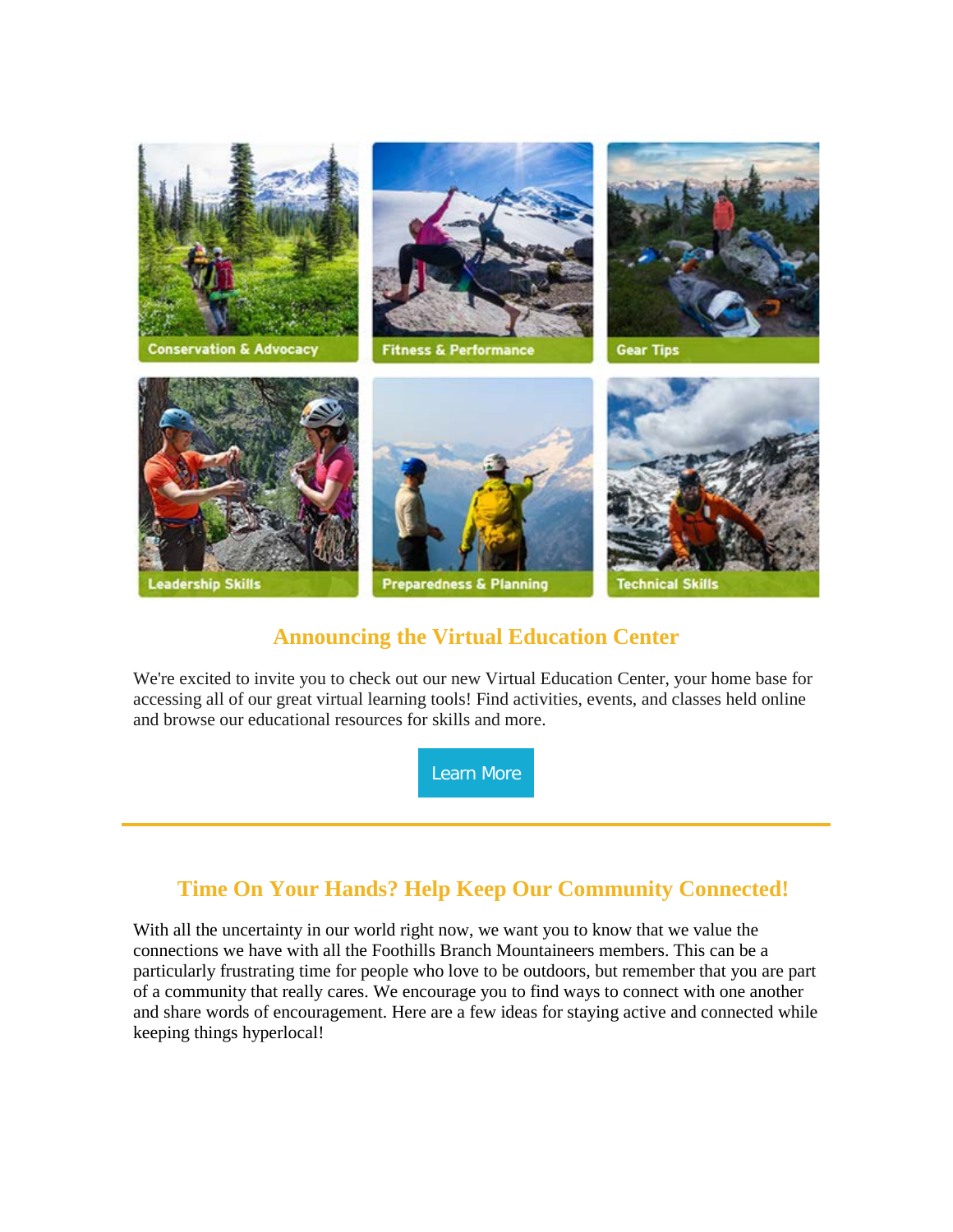Conservation & Advocacy

Fitness & Performance

Gear Tips

Leadership Skills

Preparedness & Planning

Technical Skills

## Announcing the Virtual Education Center

We're excited to invite you to check out our new Virtual Education Center, your home base for accessing all of our great virtual learning tools! Find activities, events, and classes held online and browse our educational resources for skills and more.

Learn More

---

## Time On Your Hands? Help Keep Our Community Connected!

With all the uncertainty in our world right now, we want you to know that we value the connections we have with all the Foothills Branch Mountaineers members. This can be a particularly frustrating time for people who love to be outdoors, but remember that you are part of a community that really cares. We encourage you to find ways to connect with one another and share words of encouragement. Here are a few ideas for staying active and connected while keeping things hyperlocal!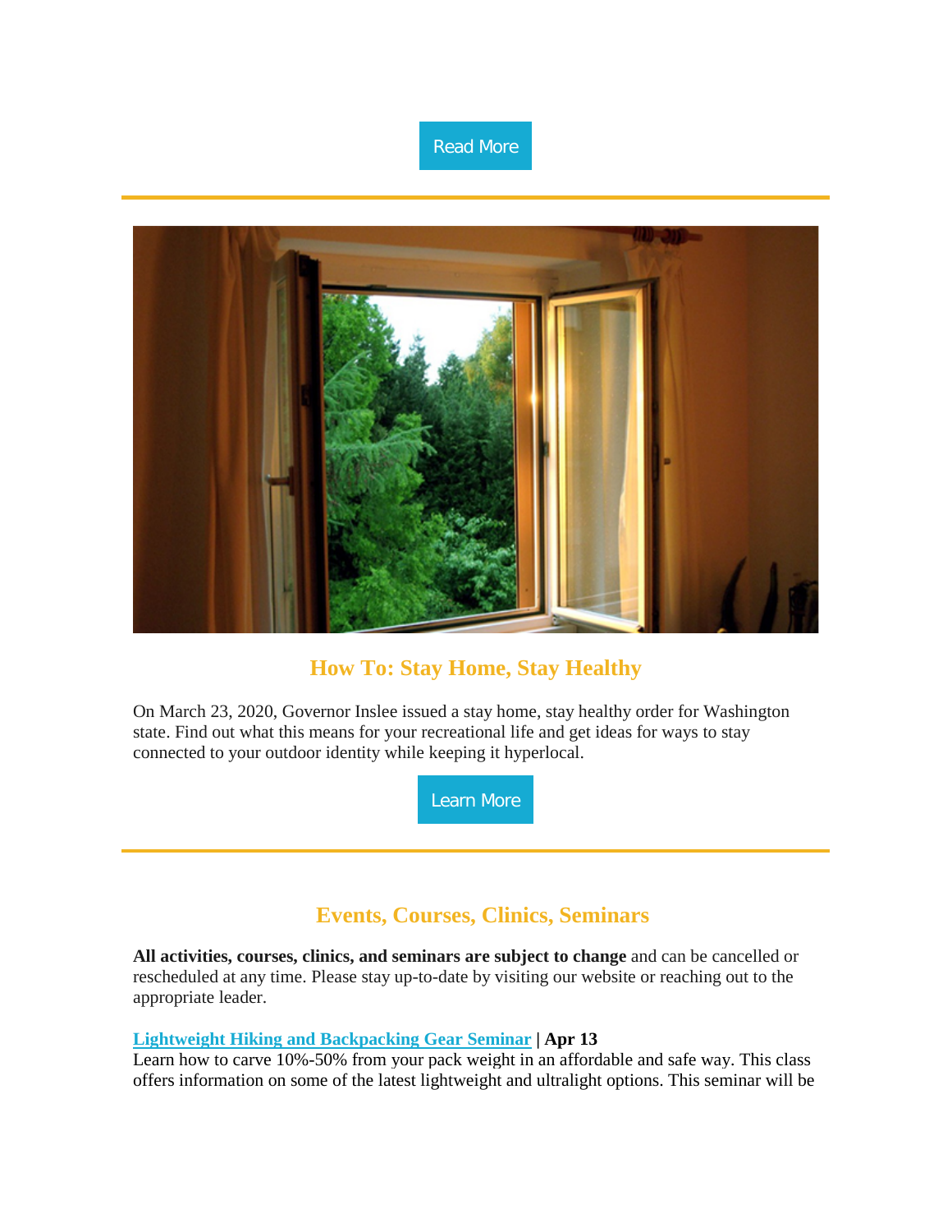Read More

---

## How To: Stay Home, Stay Healthy

On March 23, 2020, Governor Inslee issued a stay home, stay healthy order for Washington state. Find out what this means for your recreational life and get ideas for ways to stay connected to your outdoor identity while keeping it hyperlocal.

Learn More

---

## Events, Courses, Clinics, Seminars

**All activities, courses, clinics, and seminars are subject to change** and can be cancelled or rescheduled at any time. Please stay up-to-date by visiting our website or reaching out to the appropriate leader.

**Lightweight Hiking and Backpacking Gear Seminar | Apr 13**
Learn how to carve 10%-50% from your pack weight in an affordable and safe way. This class offers information on some of the latest lightweight and ultralight options. This seminar will be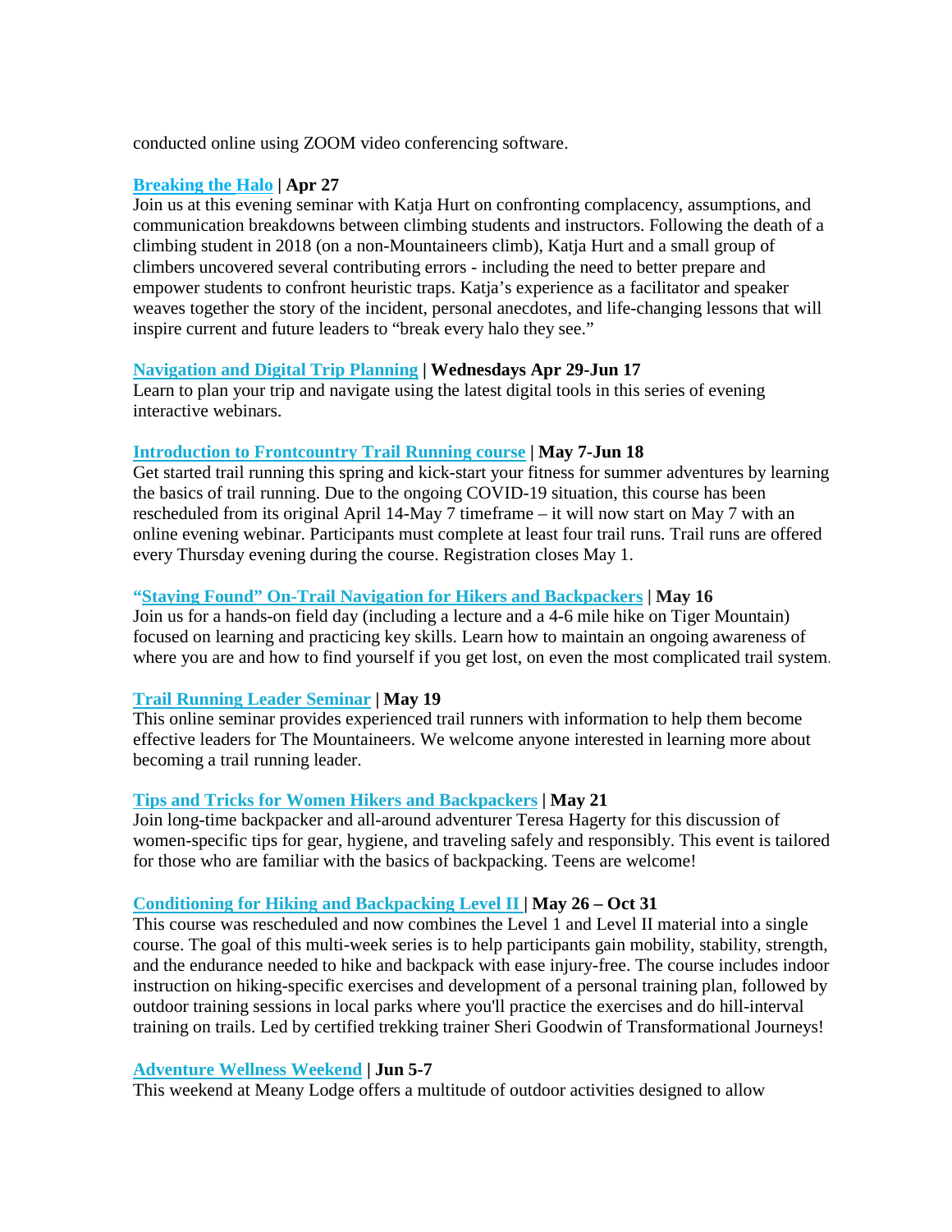conducted online using ZOOM video conferencing software.

**Breaking the Halo | Apr 27**
Join us at this evening seminar with Katja Hurt on confronting complacency, assumptions, and communication breakdowns between climbing students and instructors. Following the death of a climbing student in 2018 (on a non-Mountaineers climb), Katja Hurt and a small group of climbers uncovered several contributing errors - including the need to better prepare and empower students to confront heuristic traps. Katja's experience as a facilitator and speaker weaves together the story of the incident, personal anecdotes, and life-changing lessons that will inspire current and future leaders to "break every halo they see."

**Navigation and Digital Trip Planning | Wednesdays Apr 29-Jun 17**
Learn to plan your trip and navigate using the latest digital tools in this series of evening interactive webinars.

**Introduction to Frontcountry Trail Running course | May 7-Jun 18**
Get started trail running this spring and kick-start your fitness for summer adventures by learning the basics of trail running. Due to the ongoing COVID-19 situation, this course has been rescheduled from its original April 14-May 7 timeframe – it will now start on May 7 with an online evening webinar. Participants must complete at least four trail runs. Trail runs are offered every Thursday evening during the course. Registration closes May 1.

**"Staying Found" On-Trail Navigation for Hikers and Backpackers | May 16**
Join us for a hands-on field day (including a lecture and a 4-6 mile hike on Tiger Mountain) focused on learning and practicing key skills. Learn how to maintain an ongoing awareness of where you are and how to find yourself if you get lost, on even the most complicated trail system.

**Trail Running Leader Seminar | May 19**
This online seminar provides experienced trail runners with information to help them become effective leaders for The Mountaineers. We welcome anyone interested in learning more about becoming a trail running leader.

**Tips and Tricks for Women Hikers and Backpackers | May 21**
Join long-time backpacker and all-around adventurer Teresa Hagerty for this discussion of women-specific tips for gear, hygiene, and traveling safely and responsibly. This event is tailored for those who are familiar with the basics of backpacking. Teens are welcome!

**Conditioning for Hiking and Backpacking Level II | May 26 – Oct 31**
This course was rescheduled and now combines the Level 1 and Level II material into a single course. The goal of this multi-week series is to help participants gain mobility, stability, strength, and the endurance needed to hike and backpack with ease injury-free. The course includes indoor instruction on hiking-specific exercises and development of a personal training plan, followed by outdoor training sessions in local parks where you'll practice the exercises and do hill-interval training on trails. Led by certified trekking trainer Sheri Goodwin of Transformational Journeys!

**Adventure Wellness Weekend | Jun 5-7**
This weekend at Meany Lodge offers a multitude of outdoor activities designed to allow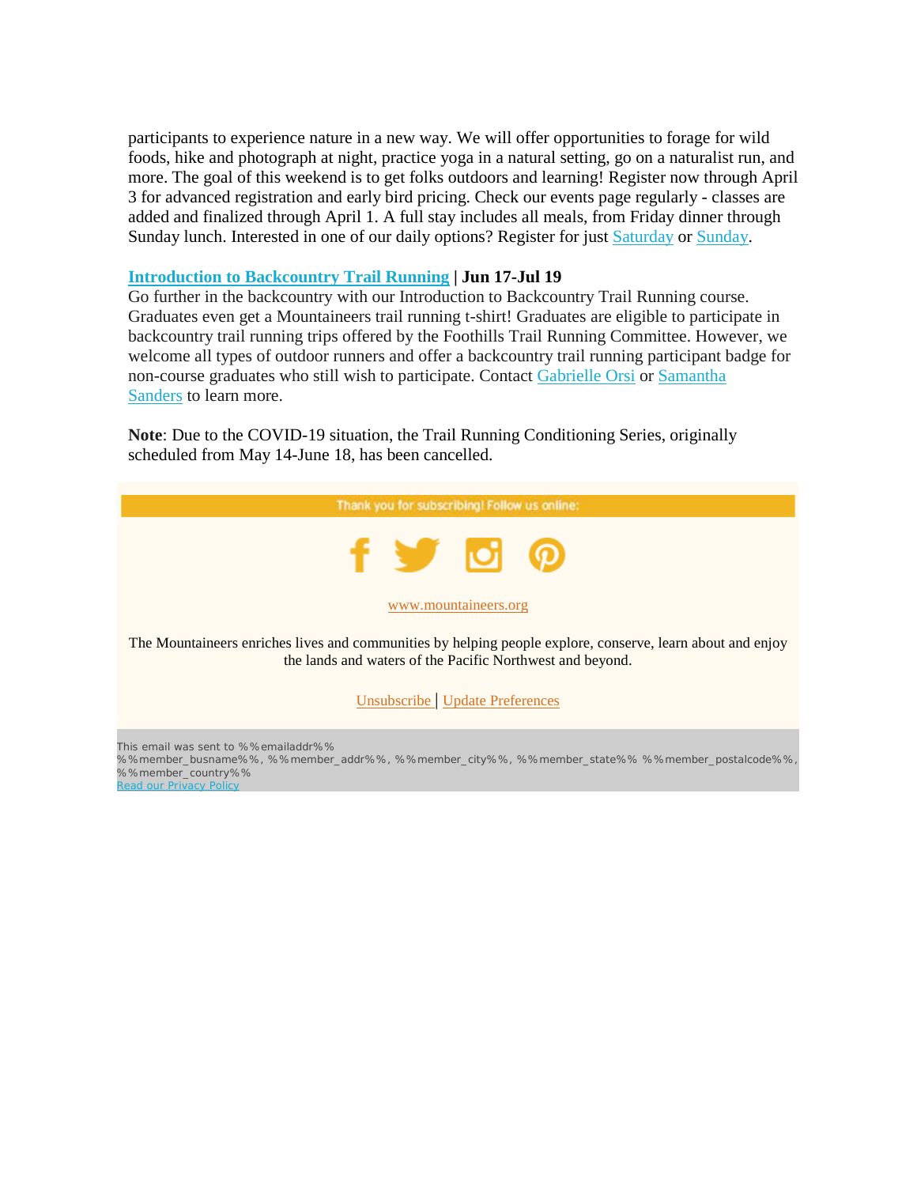participants to experience nature in a new way. We will offer opportunities to forage for wild foods, hike and photograph at night, practice yoga in a natural setting, go on a naturalist run, and more. The goal of this weekend is to get folks outdoors and learning! Register now through April 3 for advanced registration and early bird pricing. Check our events page regularly - classes are added and finalized through April 1. A full stay includes all meals, from Friday dinner through Sunday lunch. Interested in one of our daily options? Register for just Saturday or Sunday.

**Introduction to Backcountry Trail Running | Jun 17-Jul 19**
Go further in the backcountry with our Introduction to Backcountry Trail Running course. Graduates even get a Mountaineers trail running t-shirt! Graduates are eligible to participate in backcountry trail running trips offered by the Foothills Trail Running Committee. However, we welcome all types of outdoor runners and offer a backcountry trail running participant badge for non-course graduates who still wish to participate. Contact Gabrielle Orsi or Samantha Sanders to learn more.

**Note**: Due to the COVID-19 situation, the Trail Running Conditioning Series, originally scheduled from May 14-June 18, has been cancelled.

Thank you for subscribing! Follow us online:

www.mountaineers.org

The Mountaineers enriches lives and communities by helping people explore, conserve, learn about and enjoy the lands and waters of the Pacific Northwest and beyond.

Unsubscribe | Update Preferences

This email was sent to %%emailaddr%%
%%member_busname%%, %%member_addr%%, %%member_city%%, %%member_state%% %%member_postalcode%%, %%member_country%%
Read our Privacy Policy